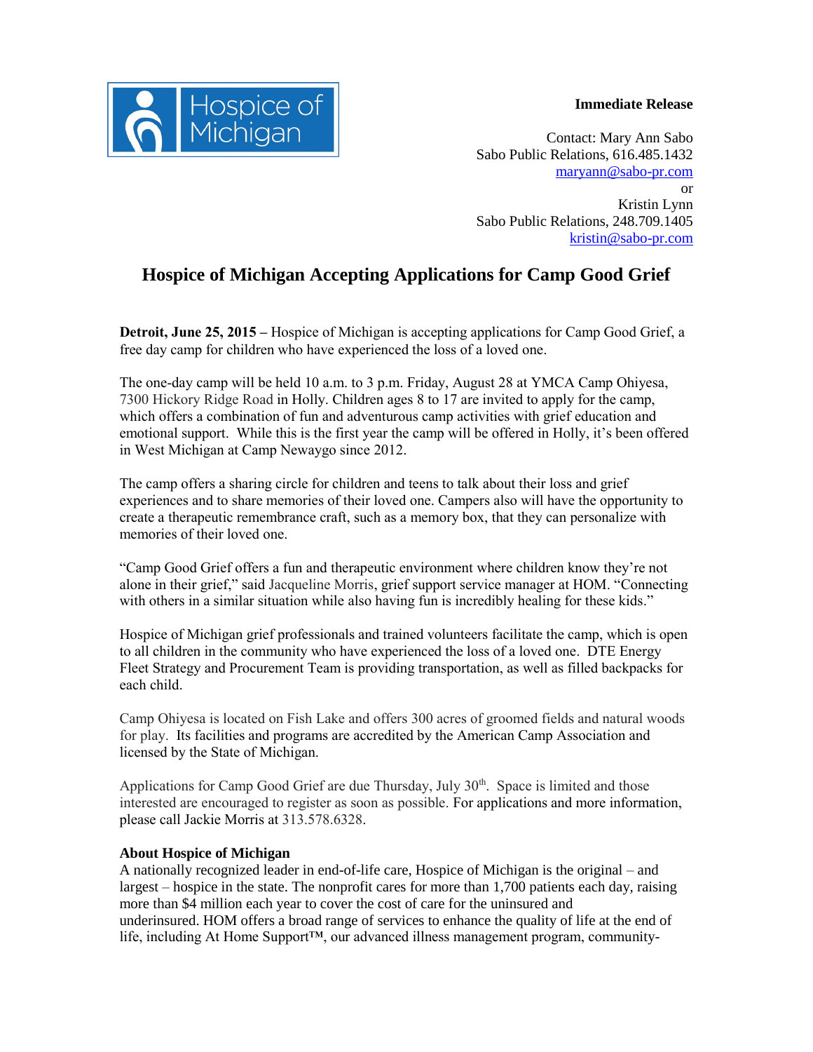Hospice of Michigan

**Immediate Release**

Contact: Mary Ann Sabo
Sabo Public Relations, 616.485.1432
maryann@sabo-pr.com
or
Kristin Lynn
Sabo Public Relations, 248.709.1405
kristin@sabo-pr.com

# Hospice of Michigan Accepting Applications for Camp Good Grief

**Detroit, June 25, 2015 –** Hospice of Michigan is accepting applications for Camp Good Grief, a free day camp for children who have experienced the loss of a loved one.

The one-day camp will be held 10 a.m. to 3 p.m. Friday, August 28 at YMCA Camp Ohiyesa, 7300 Hickory Ridge Road in Holly. Children ages 8 to 17 are invited to apply for the camp, which offers a combination of fun and adventurous camp activities with grief education and emotional support. While this is the first year the camp will be offered in Holly, it's been offered in West Michigan at Camp Newaygo since 2012.

The camp offers a sharing circle for children and teens to talk about their loss and grief experiences and to share memories of their loved one. Campers also will have the opportunity to create a therapeutic remembrance craft, such as a memory box, that they can personalize with memories of their loved one.

"Camp Good Grief offers a fun and therapeutic environment where children know they're not alone in their grief," said Jacqueline Morris, grief support service manager at HOM. "Connecting with others in a similar situation while also having fun is incredibly healing for these kids."

Hospice of Michigan grief professionals and trained volunteers facilitate the camp, which is open to all children in the community who have experienced the loss of a loved one. DTE Energy Fleet Strategy and Procurement Team is providing transportation, as well as filled backpacks for each child.

Camp Ohiyesa is located on Fish Lake and offers 300 acres of groomed fields and natural woods for play. Its facilities and programs are accredited by the American Camp Association and licensed by the State of Michigan.

Applications for Camp Good Grief are due Thursday, July 30th. Space is limited and those interested are encouraged to register as soon as possible. For applications and more information, please call Jackie Morris at 313.578.6328.

**About Hospice of Michigan**
A nationally recognized leader in end-of-life care, Hospice of Michigan is the original – and largest – hospice in the state. The nonprofit cares for more than 1,700 patients each day, raising more than $4 million each year to cover the cost of care for the uninsured and underinsured. HOM offers a broad range of services to enhance the quality of life at the end of life, including At Home Support™, our advanced illness management program, community-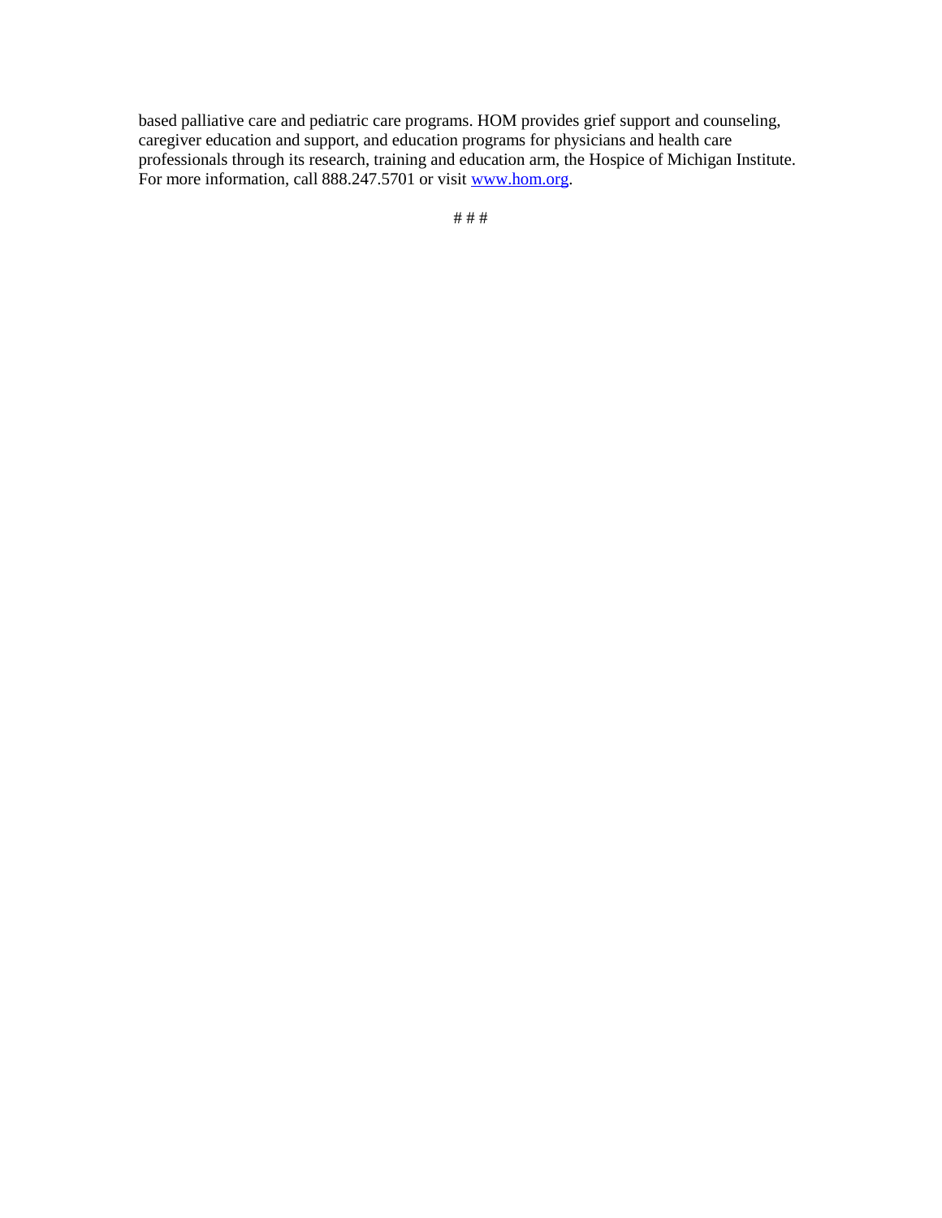based palliative care and pediatric care programs. HOM provides grief support and counseling, caregiver education and support, and education programs for physicians and health care professionals through its research, training and education arm, the Hospice of Michigan Institute. For more information, call 888.247.5701 or visit [www.hom.org](http://www.hom.org).

# # #